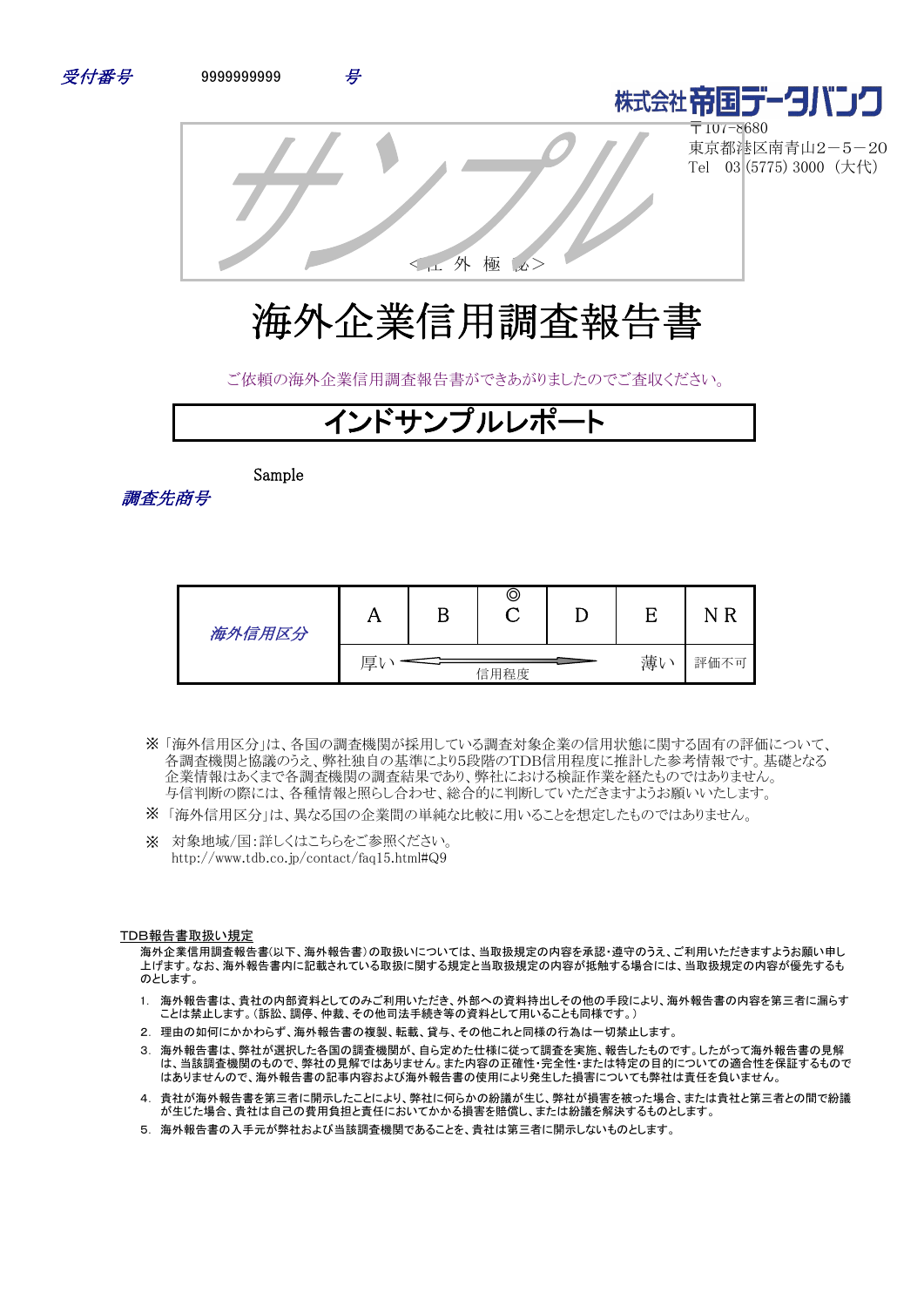*受付番号* 9999999999 *号*

株式会社帝国データバンク
〒107-8680
東京都港区南青山2－5－20
Tel 03 (5775) 3000（大代）

サンプル

<社 外 極 秘>

# 海外企業信用調査報告書

ご依頼の海外企業信用調査報告書ができあがりましたのでご査収ください。

## インドサンプルレポート

*調査先商号*

Sample

| *海外信用区分* | A | B | ◎<br>C | D | E | NR |
|---|---|---|---|---|---|---|
| | 厚い | | 信用程度 | | 薄い | 評価不可 |

※「海外信用区分」は、各国の調査機関が採用している調査対象企業の信用状態に関する固有の評価について、各調査機関と協議のうえ、弊社独自の基準により5段階のTDB信用程度に推計した参考情報です。基礎となる企業情報はあくまで各調査機関の調査結果であり、弊社における検証作業を経たものではありません。与信判断の際には、各種情報と照らし合わせ、総合的に判断していただきますようお願いいたします。

※「海外信用区分」は、異なる企業間の単純な比較に用いることを想定したものではありません。

※ 対象地域/国：詳しくはこちらをご参照ください。
http://www.tdb.co.jp/contact/faq15.html#Q9

TDB報告書取扱い規定

海外企業信用調査報告書（以下、海外報告書）の取扱いについては、当取扱規定の内容を承認・遵守のうえ、ご利用いただきますようお願い申し上げます。なお、海外報告書内に記載されている取扱に関する規定と当取扱規定の内容が抵触する場合には、当取扱規定の内容が優先するものとします。

1. 海外報告書は、貴社の内部資料としてのみご利用いただき、外部への資料持出しその他の手段により、海外報告書の内容を第三者に漏らすことは禁止します。（訴訟、調停、仲裁、その他司法手続き等の資料として用いることも同様です。）
2. 理由の如何にかかわらず、海外報告書の複製、転載、貸与、その他これと同様の行為は一切禁止します。
3. 海外報告書は、弊社が選択した各国の調査機関が、自ら定めた仕様に従って調査を実施、報告したものです。したがって海外報告書の見解は、当該調査機関のもので、弊社の見解ではありません。また内容の正確性・完全性・または特定の目的についての適合性を保証するものではありませんので、海外報告書の記事内容および海外報告書の使用により発生した損害についても弊社は責任を負いません。
4. 貴社が海外報告書を第三者に開示したことにより、弊社に何らかの紛議が生じ、弊社が損害を被った場合、または貴社と第三者との間で紛議が生じた場合、貴社は自己の費用負担と責任においてかかる損害を賠償し、または紛議を解決するものとします。
5. 海外報告書の入手元が弊社および当該調査機関であることを、貴社は第三者に開示しないものとします。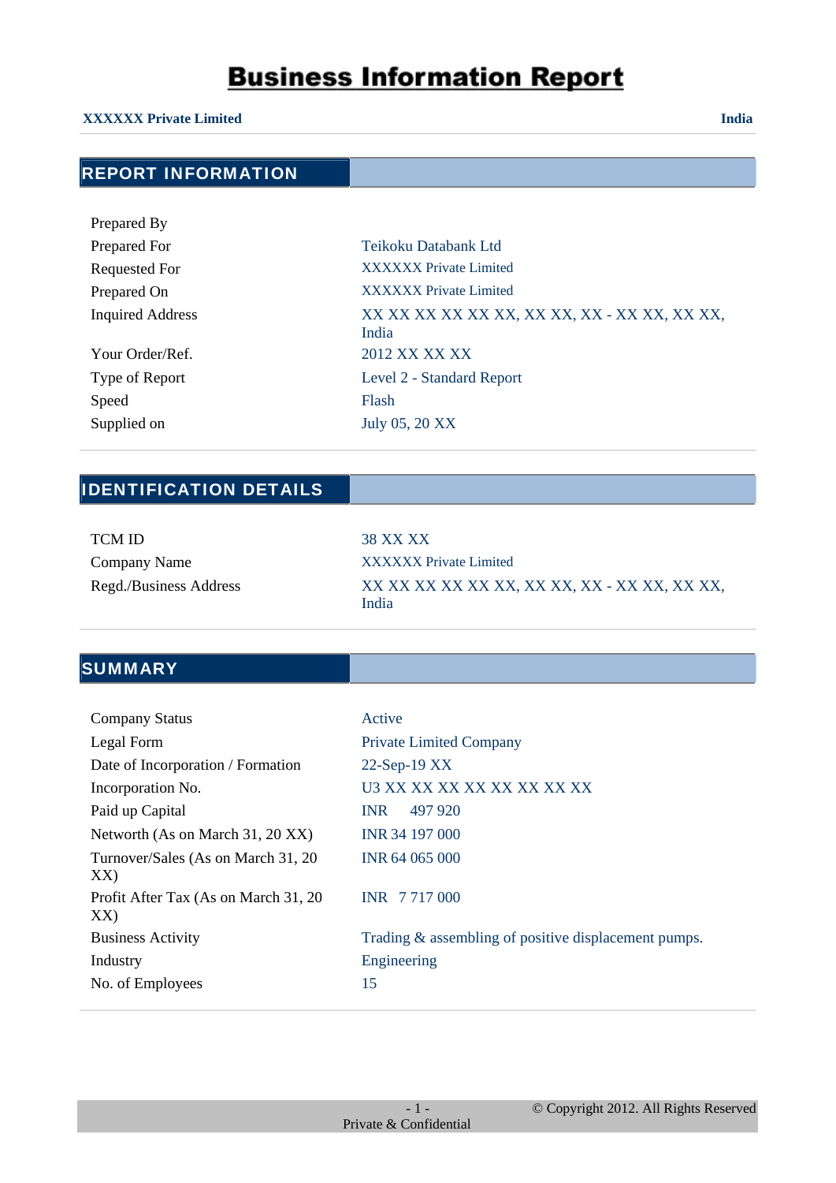# Business Information Report

**XXXXXX Private Limited** | **India**

## REPORT INFORMATION

| | |
|---|---|
| Prepared By | |
| Prepared For | Teikoku Databank Ltd |
| Requested For | XXXXXX Private Limited |
| Prepared On | XXXXXX Private Limited |
| Inquired Address | XX XX XX XX XX XX, XX XX, XX - XX XX, XX XX, India |
| Your Order/Ref. | 2012 XX XX XX |
| Type of Report | Level 2 - Standard Report |
| Speed | Flash |
| Supplied on | July 05, 20 XX |

## IDENTIFICATION DETAILS

| | |
|---|---|
| TCM ID | 38 XX XX |
| Company Name | XXXXXX Private Limited |
| Regd./Business Address | XX XX XX XX XX XX, XX XX, XX - XX XX, XX XX, India |

## SUMMARY

| | |
|---|---|
| Company Status | Active |
| Legal Form | Private Limited Company |
| Date of Incorporation / Formation | 22-Sep-19 XX |
| Incorporation No. | U3 XX XX XX XX XX XX XX XX |
| Paid up Capital | INR 497 920 |
| Networth (As on March 31, 20 XX) | INR 34 197 000 |
| Turnover/Sales (As on March 31, 20 XX) | INR 64 065 000 |
| Profit After Tax (As on March 31, 20 XX) | INR 7 717 000 |
| Business Activity | Trading & assembling of positive displacement pumps. |
| Industry | Engineering |
| No. of Employees | 15 |

Private & Confidential

© Copyright 2012. All Rights Reserved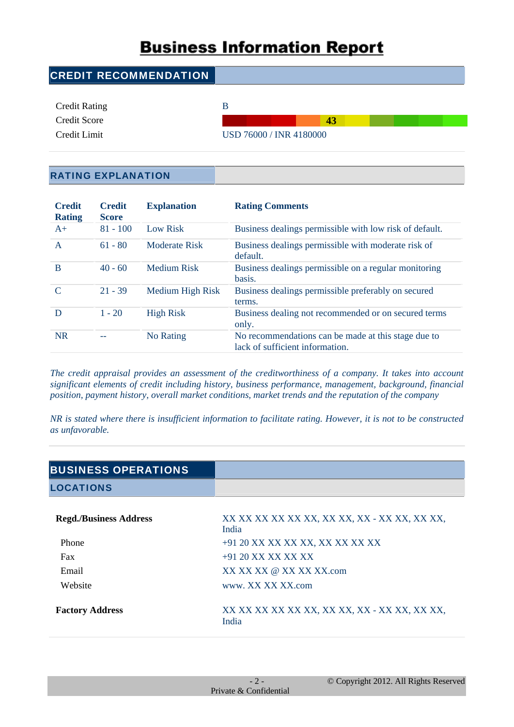# Business Information Report

## CREDIT RECOMMENDATION

| | |
|---|---|
| Credit Rating | B |
| Credit Score | 43 |
| Credit Limit | USD 76000 / INR 4180000 |

## RATING EXPLANATION

| Credit Rating | Credit Score | Explanation | Rating Comments |
|---|---|---|---|
| A+ | 81 - 100 | Low Risk | Business dealings permissible with low risk of default. |
| A | 61 - 80 | Moderate Risk | Business dealings permissible with moderate risk of default. |
| B | 40 - 60 | Medium Risk | Business dealings permissible on a regular monitoring basis. |
| C | 21 - 39 | Medium High Risk | Business dealings permissible preferably on secured terms. |
| D | 1 - 20 | High Risk | Business dealing not recommended or on secured terms only. |
| NR | -- | No Rating | No recommendations can be made at this stage due to lack of sufficient information. |

*The credit appraisal provides an assessment of the creditworthiness of a company. It takes into account significant elements of credit including history, business performance, management, background, financial position, payment history, overall market conditions, market trends and the reputation of the company*

*NR is stated where there is insufficient information to facilitate rating. However, it is not to be constructed as unfavorable.*

## BUSINESS OPERATIONS

### LOCATIONS

| | |
|---|---|
| **Regd./Business Address** | XX XX XX XX XX XX, XX XX, XX - XX XX, XX XX, India |
| Phone | +91 20 XX XX XX XX, XX XX XX XX |
| Fax | +91 20 XX XX XX XX |
| Email | XX XX XX @ XX XX XX.com |
| Website | www. XX XX XX.com |
| **Factory Address** | XX XX XX XX XX XX, XX XX, XX - XX XX, XX XX, India |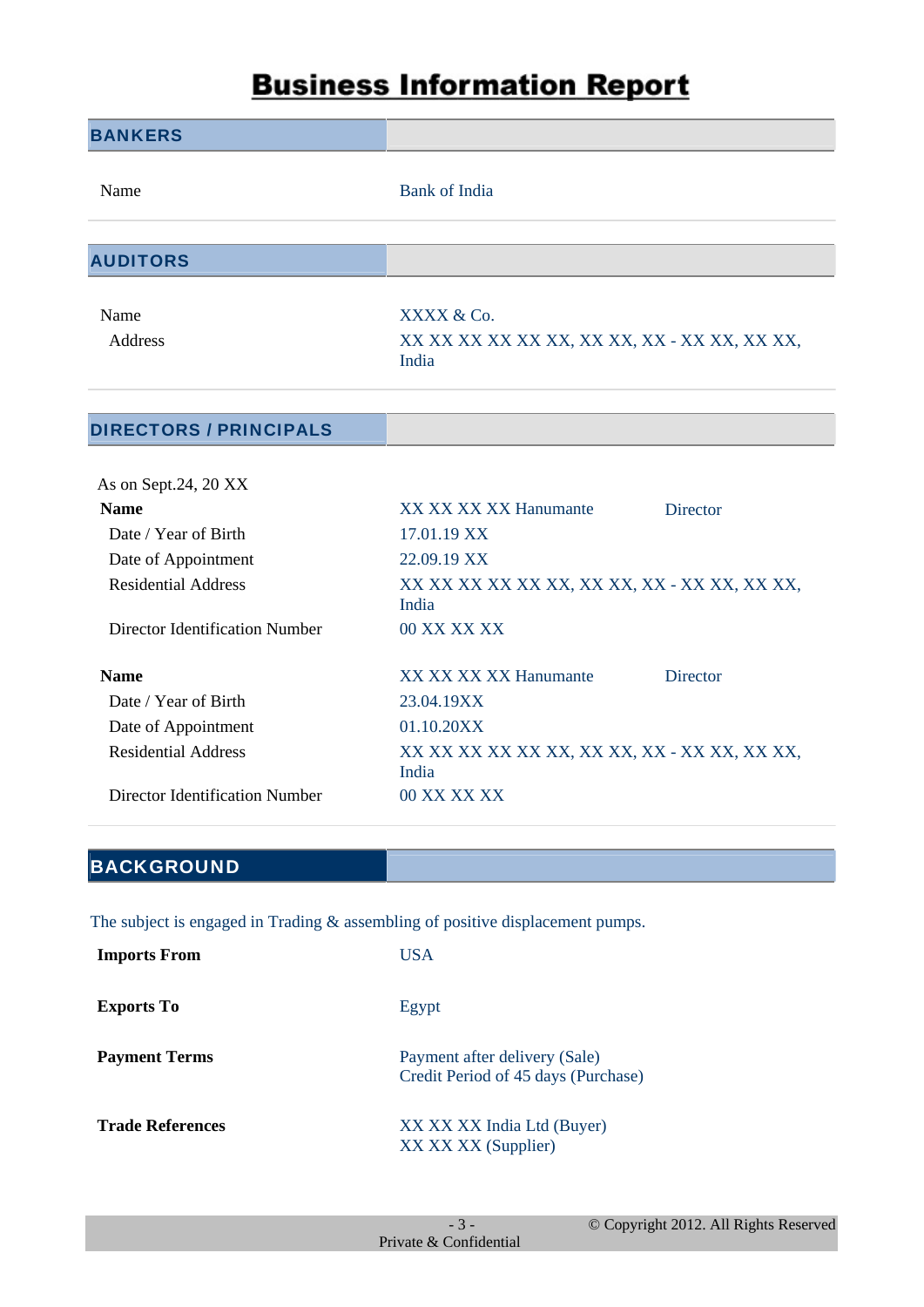# Business Information Report

## BANKERS

| | |
|---|---|
| Name | Bank of India |

## AUDITORS

| | |
|---|---|
| Name | XXXX & Co. |
| Address | XX XX XX XX XX XX, XX XX, XX - XX XX, XX XX, India |

## DIRECTORS / PRINCIPALS

As on Sept.24, 20 XX

| | | |
|---|---|---|
| **Name** | XX XX XX XX Hanumante | Director |
| Date / Year of Birth | 17.01.19 XX | |
| Date of Appointment | 22.09.19 XX | |
| Residential Address | XX XX XX XX XX XX, XX XX, XX - XX XX, XX XX, India | |
| Director Identification Number | 00 XX XX XX | |
| **Name** | XX XX XX XX Hanumante | Director |
| Date / Year of Birth | 23.04.19XX | |
| Date of Appointment | 01.10.20XX | |
| Residential Address | XX XX XX XX XX XX, XX XX, XX - XX XX, XX XX, India | |
| Director Identification Number | 00 XX XX XX | |

## BACKGROUND

The subject is engaged in Trading & assembling of positive displacement pumps.

| | |
|---|---|
| **Imports From** | USA |
| **Exports To** | Egypt |
| **Payment Terms** | Payment after delivery (Sale)<br>Credit Period of 45 days (Purchase) |
| **Trade References** | XX XX XX India Ltd (Buyer)<br>XX XX XX (Supplier) |

Private & Confidential

© Copyright 2012. All Rights Reserved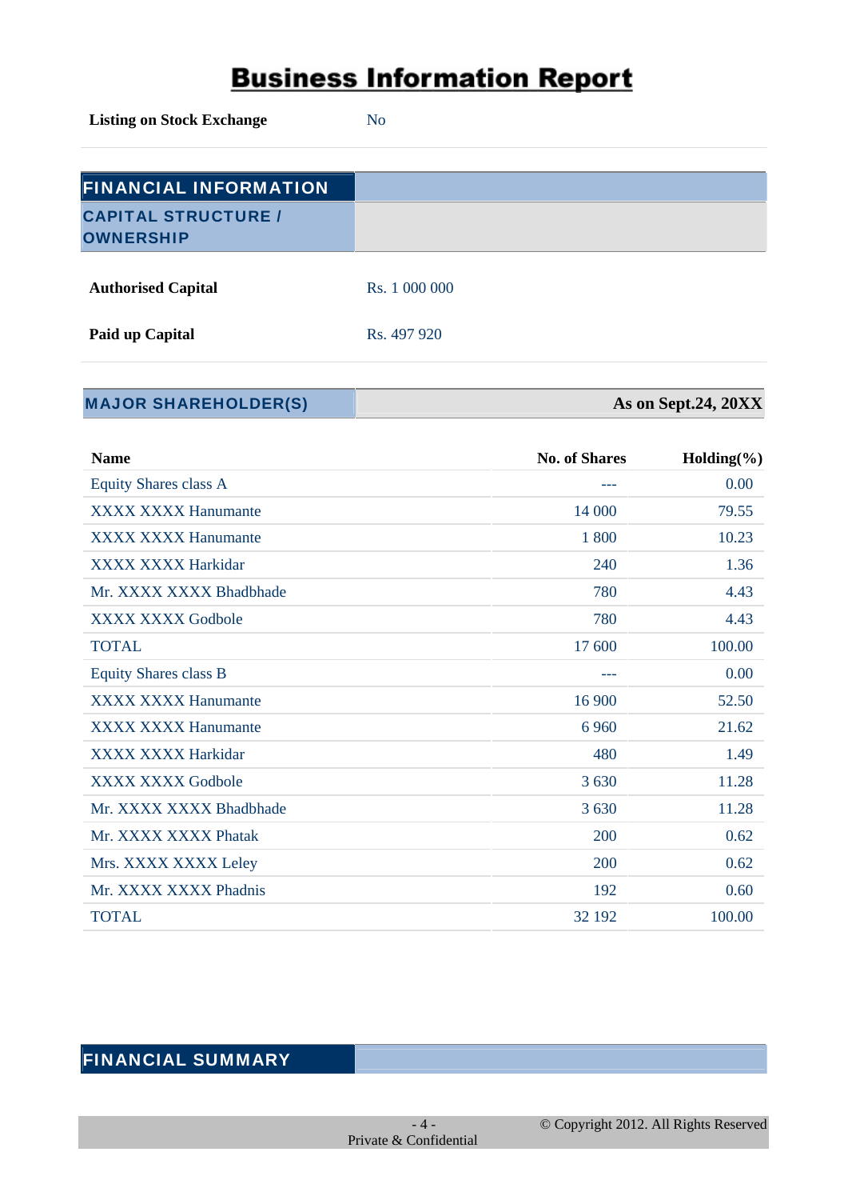# Business Information Report

| | |
|---|---|
| **Listing on Stock Exchange** | No |

## FINANCIAL INFORMATION

### CAPITAL STRUCTURE / OWNERSHIP

| | |
|---|---|
| **Authorised Capital** | Rs. 1 000 000 |
| **Paid up Capital** | Rs. 497 920 |

### MAJOR SHAREHOLDER(S)

**As on Sept.24, 20XX**

| Name | No. of Shares | Holding(%) |
|---|---|---|
| Equity Shares class A | --- | 0.00 |
| XXXX XXXX Hanumante | 14 000 | 79.55 |
| XXXX XXXX Hanumante | 1 800 | 10.23 |
| XXXX XXXX Harkidar | 240 | 1.36 |
| Mr. XXXX XXXX Bhadbhade | 780 | 4.43 |
| XXXX XXXX Godbole | 780 | 4.43 |
| TOTAL | 17 600 | 100.00 |
| Equity Shares class B | --- | 0.00 |
| XXXX XXXX Hanumante | 16 900 | 52.50 |
| XXXX XXXX Hanumante | 6 960 | 21.62 |
| XXXX XXXX Harkidar | 480 | 1.49 |
| XXXX XXXX Godbole | 3 630 | 11.28 |
| Mr. XXXX XXXX Bhadbhade | 3 630 | 11.28 |
| Mr. XXXX XXXX Phatak | 200 | 0.62 |
| Mrs. XXXX XXXX Leley | 200 | 0.62 |
| Mr. XXXX XXXX Phadnis | 192 | 0.60 |
| TOTAL | 32 192 | 100.00 |

## FINANCIAL SUMMARY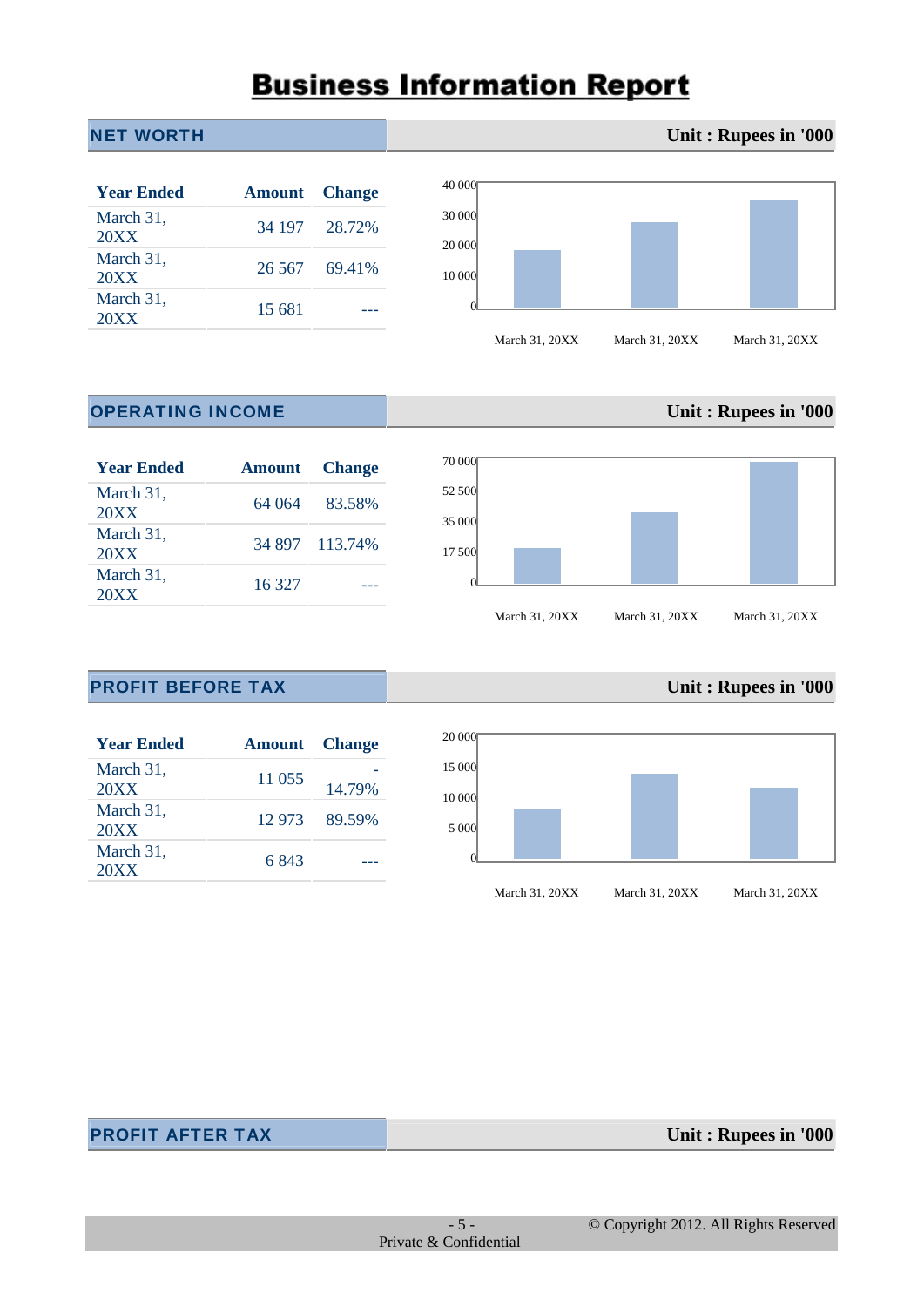# Business Information Report

## NET WORTH

Unit : Rupees in '000

| Year Ended | Amount | Change |
|---|---|---|
| March 31, 20XX | 34 197 | 28.72% |
| March 31, 20XX | 26 567 | 69.41% |
| March 31, 20XX | 15 681 | --- |

## OPERATING INCOME

Unit : Rupees in '000

| Year Ended | Amount | Change |
|---|---|---|
| March 31, 20XX | 64 064 | 83.58% |
| March 31, 20XX | 34 897 | 113.74% |
| March 31, 20XX | 16 327 | --- |

## PROFIT BEFORE TAX

Unit : Rupees in '000

| Year Ended | Amount | Change |
|---|---|---|
| March 31, 20XX | 11 055 | -14.79% |
| March 31, 20XX | 12 973 | 89.59% |
| March 31, 20XX | 6 843 | --- |

## PROFIT AFTER TAX

Unit : Rupees in '000

Private & Confidential

© Copyright 2012. All Rights Reserved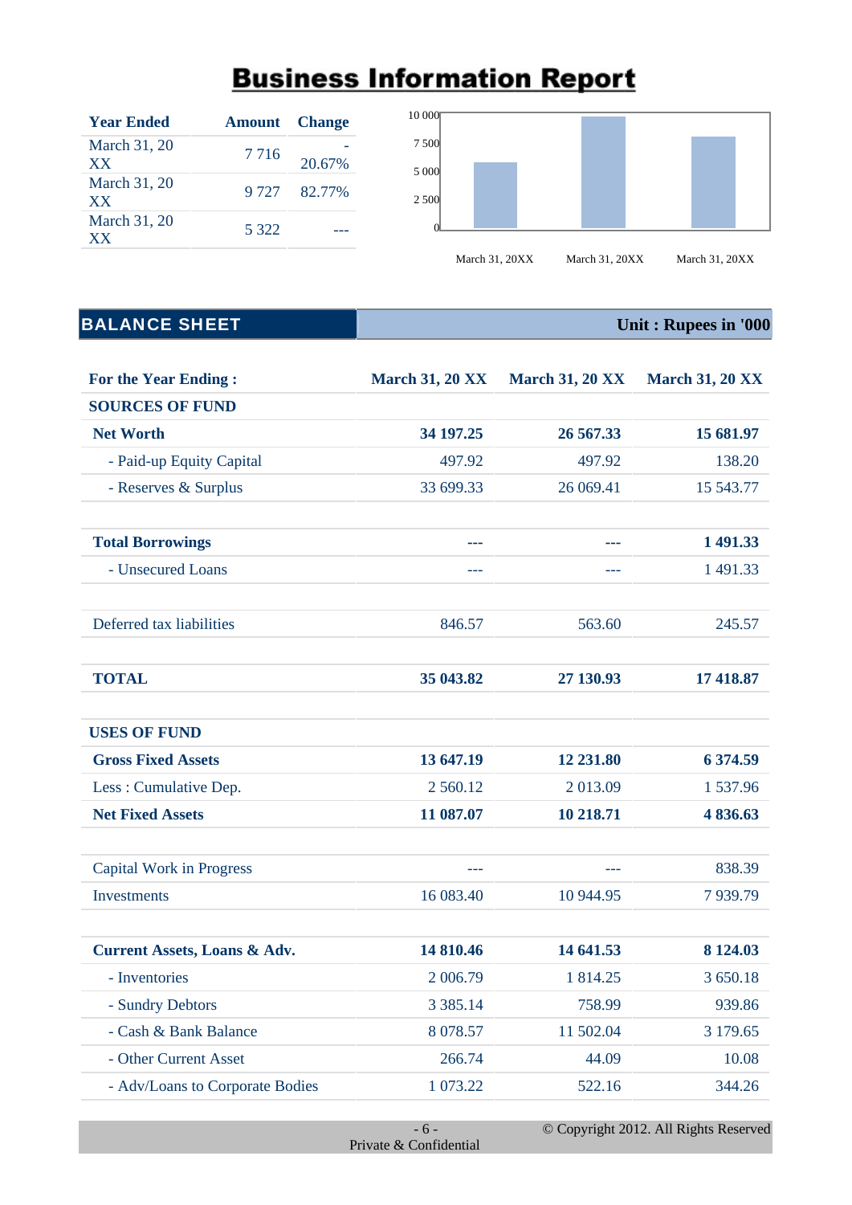# Business Information Report

| Year Ended | Amount | Change |
|---|---|---|
| March 31, 20 XX | 7 716 | -20.67% |
| March 31, 20 XX | 9 727 | 82.77% |
| March 31, 20 XX | 5 322 | --- |

## BALANCE SHEET

Unit : Rupees in '000

| For the Year Ending : | March 31, 20 XX | March 31, 20 XX | March 31, 20 XX |
|---|---|---|---|
| **SOURCES OF FUND** | | | |
| **Net Worth** | **34 197.25** | **26 567.33** | **15 681.97** |
| - Paid-up Equity Capital | 497.92 | 497.92 | 138.20 |
| - Reserves & Surplus | 33 699.33 | 26 069.41 | 15 543.77 |
| | | | |
| **Total Borrowings** | --- | --- | **1 491.33** |
| - Unsecured Loans | --- | --- | 1 491.33 |
| | | | |
| Deferred tax liabilities | 846.57 | 563.60 | 245.57 |
| | | | |
| **TOTAL** | **35 043.82** | **27 130.93** | **17 418.87** |
| | | | |
| **USES OF FUND** | | | |
| **Gross Fixed Assets** | **13 647.19** | **12 231.80** | **6 374.59** |
| Less : Cumulative Dep. | 2 560.12 | 2 013.09 | 1 537.96 |
| **Net Fixed Assets** | **11 087.07** | **10 218.71** | **4 836.63** |
| | | | |
| Capital Work in Progress | --- | --- | 838.39 |
| Investments | 16 083.40 | 10 944.95 | 7 939.79 |
| | | | |
| **Current Assets, Loans & Adv.** | **14 810.46** | **14 641.53** | **8 124.03** |
| - Inventories | 2 006.79 | 1 814.25 | 3 650.18 |
| - Sundry Debtors | 3 385.14 | 758.99 | 939.86 |
| - Cash & Bank Balance | 8 078.57 | 11 502.04 | 3 179.65 |
| - Other Current Asset | 266.74 | 44.09 | 10.08 |
| - Adv/Loans to Corporate Bodies | 1 073.22 | 522.16 | 344.26 |

Private & Confidential

© Copyright 2012. All Rights Reserved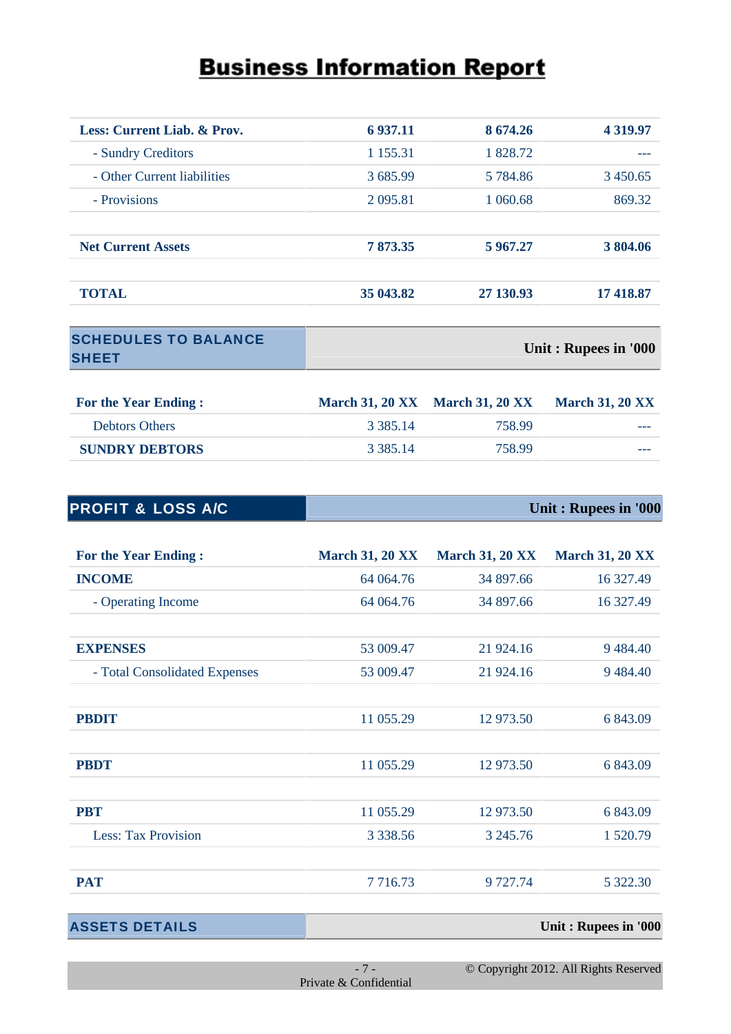# Business Information Report

| Less: Current Liab. & Prov. | 6 937.11 | 8 674.26 | 4 319.97 |
|---|---|---|---|
| - Sundry Creditors | 1 155.31 | 1 828.72 | --- |
| - Other Current liabilities | 3 685.99 | 5 784.86 | 3 450.65 |
| - Provisions | 2 095.81 | 1 060.68 | 869.32 |
| | | | |
| **Net Current Assets** | **7 873.35** | **5 967.27** | **3 804.06** |
| | | | |
| **TOTAL** | **35 043.82** | **27 130.93** | **17 418.87** |

## SCHEDULES TO BALANCE SHEET

Unit : Rupees in '000

| For the Year Ending : | March 31, 20 XX | March 31, 20 XX | March 31, 20 XX |
|---|---|---|---|
| Debtors Others | 3 385.14 | 758.99 | --- |
| **SUNDRY DEBTORS** | 3 385.14 | 758.99 | --- |

## PROFIT & LOSS A/C

Unit : Rupees in '000

| For the Year Ending : | March 31, 20 XX | March 31, 20 XX | March 31, 20 XX |
|---|---|---|---|
| **INCOME** | 64 064.76 | 34 897.66 | 16 327.49 |
| - Operating Income | 64 064.76 | 34 897.66 | 16 327.49 |
| | | | |
| **EXPENSES** | 53 009.47 | 21 924.16 | 9 484.40 |
| - Total Consolidated Expenses | 53 009.47 | 21 924.16 | 9 484.40 |
| | | | |
| **PBDIT** | 11 055.29 | 12 973.50 | 6 843.09 |
| | | | |
| **PBDT** | 11 055.29 | 12 973.50 | 6 843.09 |
| | | | |
| **PBT** | 11 055.29 | 12 973.50 | 6 843.09 |
| Less: Tax Provision | 3 338.56 | 3 245.76 | 1 520.79 |
| | | | |
| **PAT** | 7 716.73 | 9 727.74 | 5 322.30 |

## ASSETS DETAILS

Unit : Rupees in '000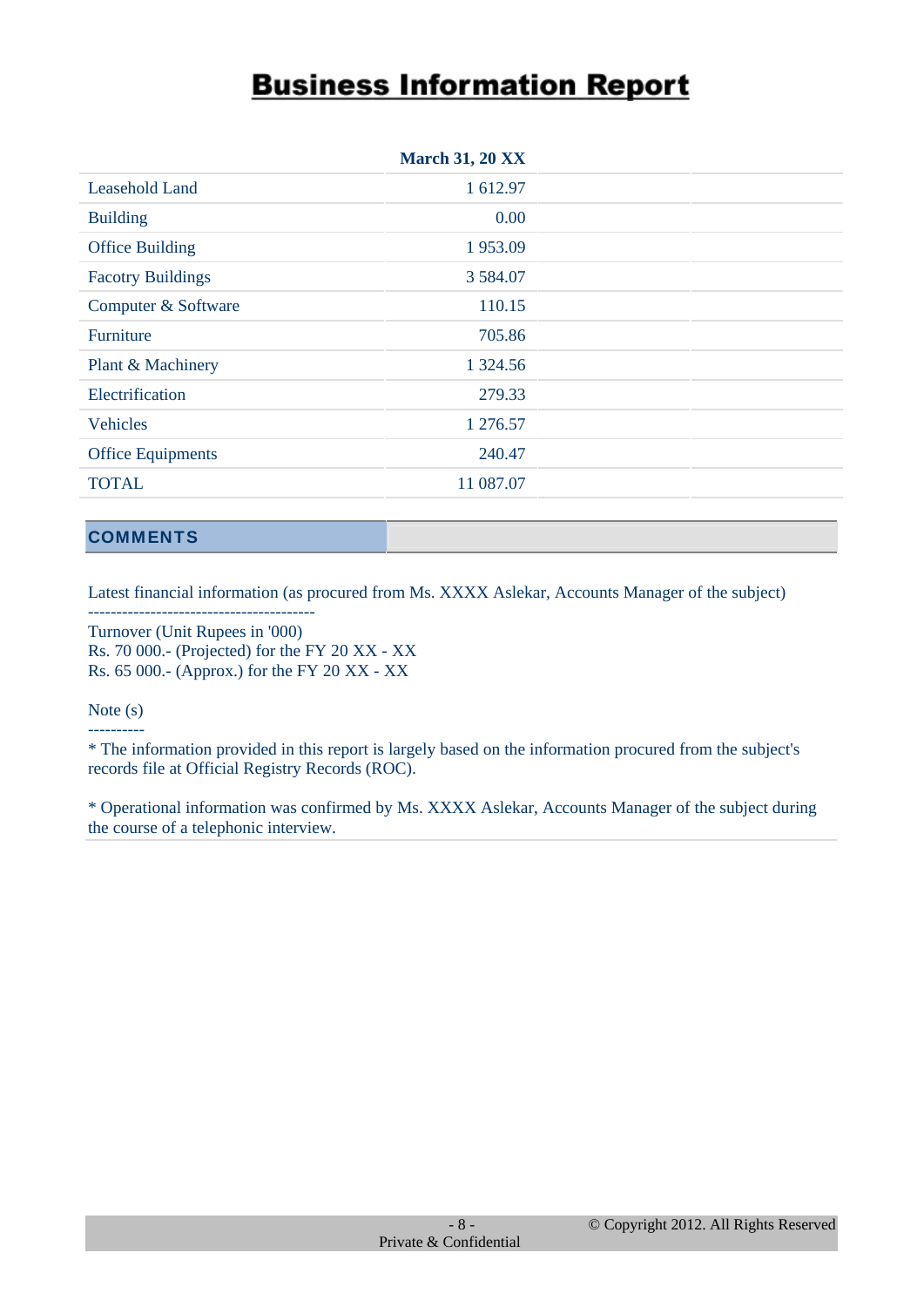# Business Information Report

| | March 31, 20 XX | | |
|---|---|---|---|
| Leasehold Land | 1 612.97 | | |
| Building | 0.00 | | |
| Office Building | 1 953.09 | | |
| Facotry Buildings | 3 584.07 | | |
| Computer & Software | 110.15 | | |
| Furniture | 705.86 | | |
| Plant & Machinery | 1 324.56 | | |
| Electrification | 279.33 | | |
| Vehicles | 1 276.57 | | |
| Office Equipments | 240.47 | | |
| TOTAL | 11 087.07 | | |

## COMMENTS

Latest financial information (as procured from Ms. XXXX Aslekar, Accounts Manager of the subject)
----------------------------------------
Turnover (Unit Rupees in '000)
Rs. 70 000.- (Projected) for the FY 20 XX - XX
Rs. 65 000.- (Approx.) for the FY 20 XX - XX

Note (s)
----------
* The information provided in this report is largely based on the information procured from the subject's records file at Official Registry Records (ROC).

* Operational information was confirmed by Ms. XXXX Aslekar, Accounts Manager of the subject during the course of a telephonic interview.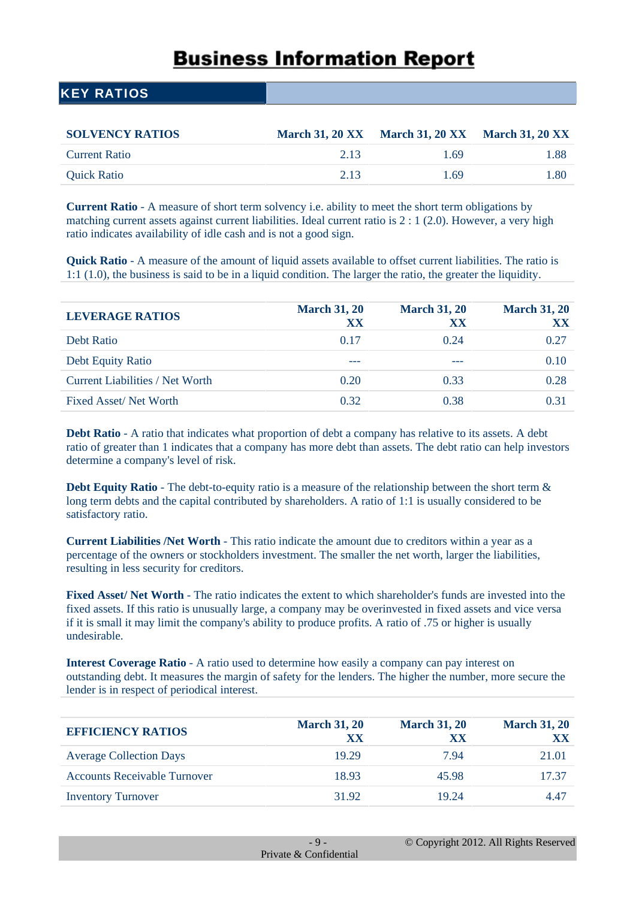# Business Information Report

## KEY RATIOS

| SOLVENCY RATIOS | March 31, 20 XX | March 31, 20 XX | March 31, 20 XX |
|---|---|---|---|
| Current Ratio | 2.13 | 1.69 | 1.88 |
| Quick Ratio | 2.13 | 1.69 | 1.80 |

**Current Ratio** - A measure of short term solvency i.e. ability to meet the short term obligations by matching current assets against current liabilities. Ideal current ratio is 2 : 1 (2.0). However, a very high ratio indicates availability of idle cash and is not a good sign.

**Quick Ratio** - A measure of the amount of liquid assets available to offset current liabilities. The ratio is 1:1 (1.0), the business is said to be in a liquid condition. The larger the ratio, the greater the liquidity.

| LEVERAGE RATIOS | March 31, 20 XX | March 31, 20 XX | March 31, 20 XX |
|---|---|---|---|
| Debt Ratio | 0.17 | 0.24 | 0.27 |
| Debt Equity Ratio | --- | --- | 0.10 |
| Current Liabilities / Net Worth | 0.20 | 0.33 | 0.28 |
| Fixed Asset/ Net Worth | 0.32 | 0.38 | 0.31 |

**Debt Ratio** - A ratio that indicates what proportion of debt a company has relative to its assets. A debt ratio of greater than 1 indicates that a company has more debt than assets. The debt ratio can help investors determine a company's level of risk.

**Debt Equity Ratio** - The debt-to-equity ratio is a measure of the relationship between the short term & long term debts and the capital contributed by shareholders. A ratio of 1:1 is usually considered to be satisfactory ratio.

**Current Liabilities /Net Worth** - This ratio indicate the amount due to creditors within a year as a percentage of the owners or stockholders investment. The smaller the net worth, larger the liabilities, resulting in less security for creditors.

**Fixed Asset/ Net Worth** - The ratio indicates the extent to which shareholder's funds are invested into the fixed assets. If this ratio is unusually large, a company may be overinvested in fixed assets and vice versa if it is small it may limit the company's ability to produce profits. A ratio of .75 or higher is usually undesirable.

**Interest Coverage Ratio** - A ratio used to determine how easily a company can pay interest on outstanding debt. It measures the margin of safety for the lenders. The higher the number, more secure the lender is in respect of periodical interest.

| EFFICIENCY RATIOS | March 31, 20 XX | March 31, 20 XX | March 31, 20 XX |
|---|---|---|---|
| Average Collection Days | 19.29 | 7.94 | 21.01 |
| Accounts Receivable Turnover | 18.93 | 45.98 | 17.37 |
| Inventory Turnover | 31.92 | 19.24 | 4.47 |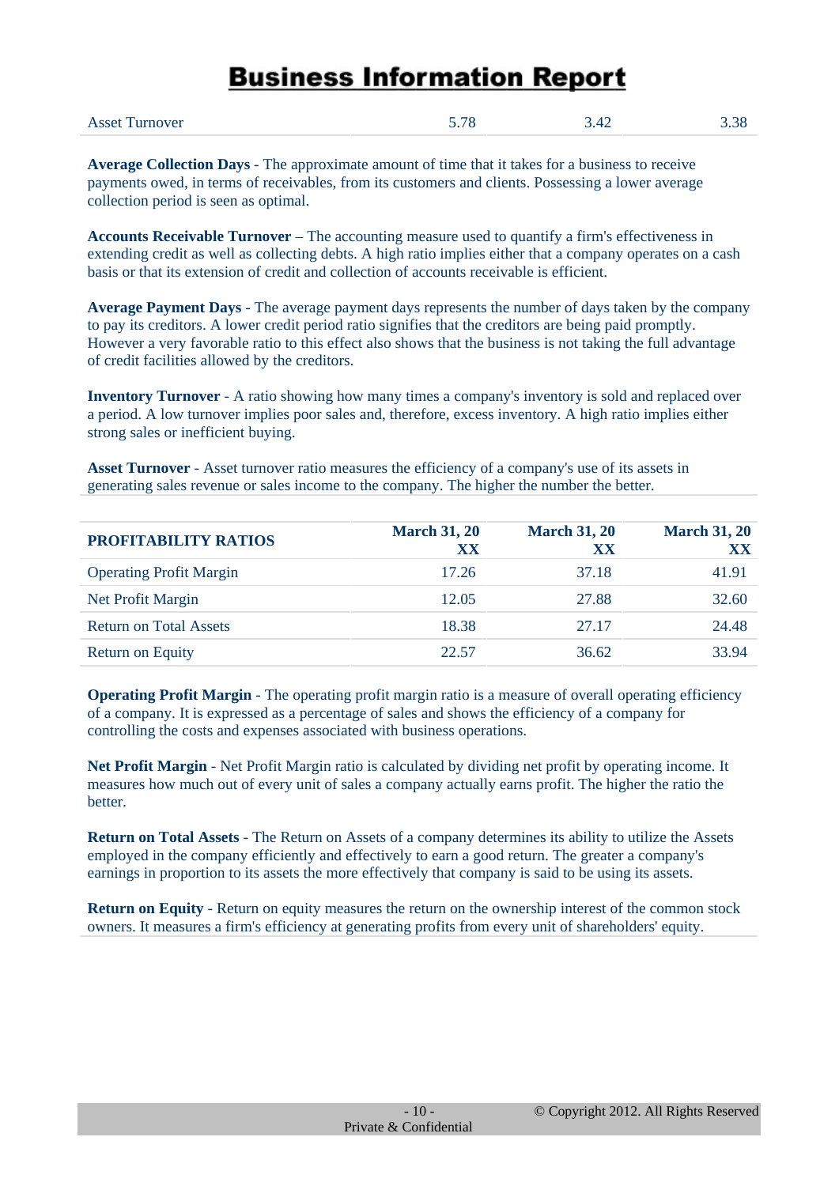| Asset Turnover | 5.78 | 3.42 | 3.38 |
|---|---|---|---|

**Average Collection Days** - The approximate amount of time that it takes for a business to receive payments owed, in terms of receivables, from its customers and clients. Possessing a lower average collection period is seen as optimal.

**Accounts Receivable Turnover** – The accounting measure used to quantify a firm's effectiveness in extending credit as well as collecting debts. A high ratio implies either that a company operates on a cash basis or that its extension of credit and collection of accounts receivable is efficient.

**Average Payment Days** - The average payment days represents the number of days taken by the company to pay its creditors. A lower credit period ratio signifies that the creditors are being paid promptly. However a very favorable ratio to this effect also shows that the business is not taking the full advantage of credit facilities allowed by the creditors.

**Inventory Turnover** - A ratio showing how many times a company's inventory is sold and replaced over a period. A low turnover implies poor sales and, therefore, excess inventory. A high ratio implies either strong sales or inefficient buying.

**Asset Turnover** - Asset turnover ratio measures the efficiency of a company's use of its assets in generating sales revenue or sales income to the company. The higher the number the better.

| PROFITABILITY RATIOS | March 31, 20 XX | March 31, 20 XX | March 31, 20 XX |
|---|---|---|---|
| Operating Profit Margin | 17.26 | 37.18 | 41.91 |
| Net Profit Margin | 12.05 | 27.88 | 32.60 |
| Return on Total Assets | 18.38 | 27.17 | 24.48 |
| Return on Equity | 22.57 | 36.62 | 33.94 |

**Operating Profit Margin** - The operating profit margin ratio is a measure of overall operating efficiency of a company. It is expressed as a percentage of sales and shows the efficiency of a company for controlling the costs and expenses associated with business operations.

**Net Profit Margin** - Net Profit Margin ratio is calculated by dividing net profit by operating income. It measures how much out of every unit of sales a company actually earns profit. The higher the ratio the better.

**Return on Total Assets** - The Return on Assets of a company determines its ability to utilize the Assets employed in the company efficiently and effectively to earn a good return. The greater a company's earnings in proportion to its assets the more effectively that company is said to be using its assets.

**Return on Equity** - Return on equity measures the return on the ownership interest of the common stock owners. It measures a firm's efficiency at generating profits from every unit of shareholders' equity.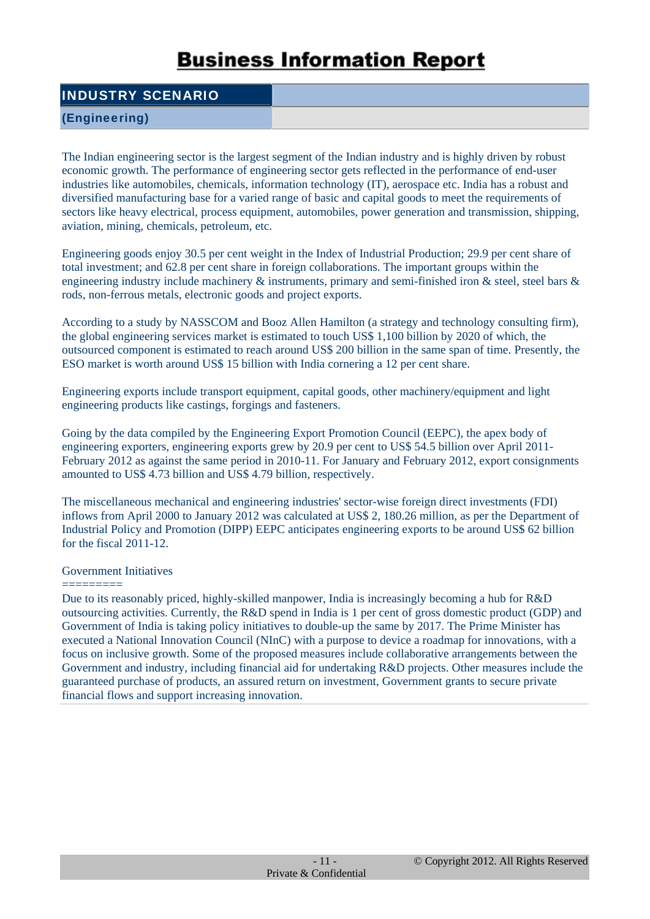# Business Information Report

## INDUSTRY SCENARIO

### (Engineering)

The Indian engineering sector is the largest segment of the Indian industry and is highly driven by robust economic growth. The performance of engineering sector gets reflected in the performance of end-user industries like automobiles, chemicals, information technology (IT), aerospace etc. India has a robust and diversified manufacturing base for a varied range of basic and capital goods to meet the requirements of sectors like heavy electrical, process equipment, automobiles, power generation and transmission, shipping, aviation, mining, chemicals, petroleum, etc.

Engineering goods enjoy 30.5 per cent weight in the Index of Industrial Production; 29.9 per cent share of total investment; and 62.8 per cent share in foreign collaborations. The important groups within the engineering industry include machinery & instruments, primary and semi-finished iron & steel, steel bars & rods, non-ferrous metals, electronic goods and project exports.

According to a study by NASSCOM and Booz Allen Hamilton (a strategy and technology consulting firm), the global engineering services market is estimated to touch US$ 1,100 billion by 2020 of which, the outsourced component is estimated to reach around US$ 200 billion in the same span of time. Presently, the ESO market is worth around US$ 15 billion with India cornering a 12 per cent share.

Engineering exports include transport equipment, capital goods, other machinery/equipment and light engineering products like castings, forgings and fasteners.

Going by the data compiled by the Engineering Export Promotion Council (EEPC), the apex body of engineering exporters, engineering exports grew by 20.9 per cent to US$ 54.5 billion over April 2011-February 2012 as against the same period in 2010-11. For January and February 2012, export consignments amounted to US$ 4.73 billion and US$ 4.79 billion, respectively.

The miscellaneous mechanical and engineering industries' sector-wise foreign direct investments (FDI) inflows from April 2000 to January 2012 was calculated at US$ 2, 180.26 million, as per the Department of Industrial Policy and Promotion (DIPP) EEPC anticipates engineering exports to be around US$ 62 billion for the fiscal 2011-12.

Government Initiatives
=========
Due to its reasonably priced, highly-skilled manpower, India is increasingly becoming a hub for R&D outsourcing activities. Currently, the R&D spend in India is 1 per cent of gross domestic product (GDP) and Government of India is taking policy initiatives to double-up the same by 2017. The Prime Minister has executed a National Innovation Council (NInC) with a purpose to device a roadmap for innovations, with a focus on inclusive growth. Some of the proposed measures include collaborative arrangements between the Government and industry, including financial aid for undertaking R&D projects. Other measures include the guaranteed purchase of products, an assured return on investment, Government grants to secure private financial flows and support increasing innovation.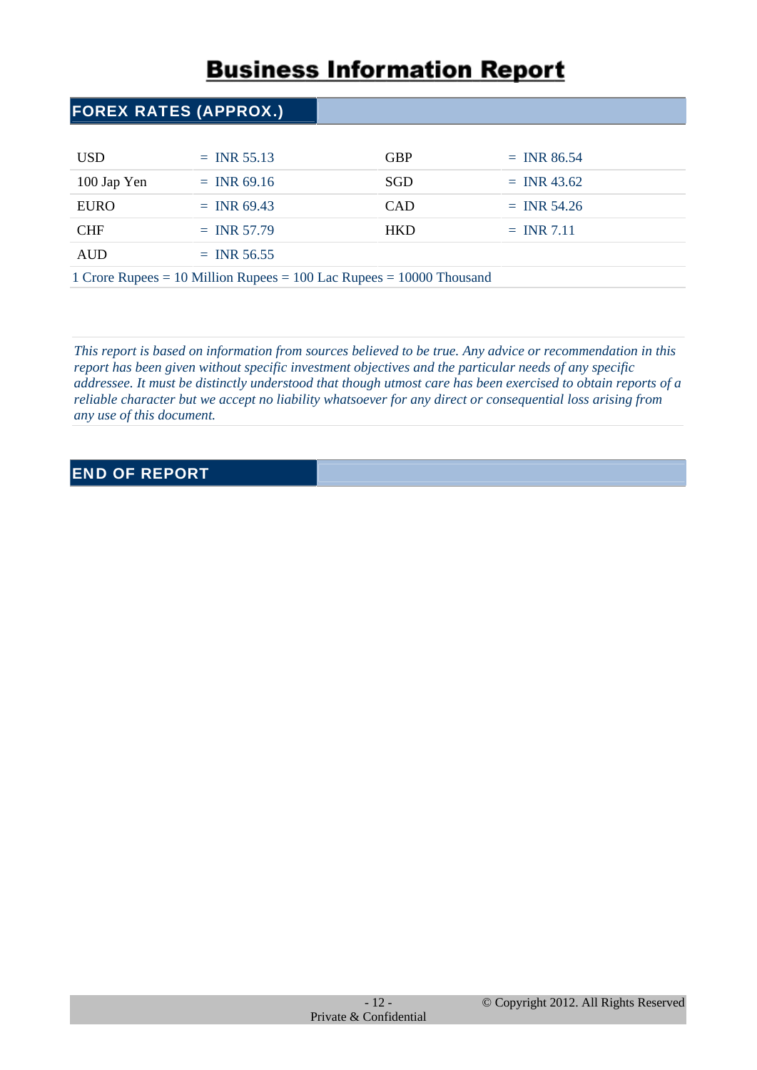# Business Information Report

## FOREX RATES (APPROX.)

| | | | |
|---|---|---|---|
| USD | = INR 55.13 | GBP | = INR 86.54 |
| 100 Jap Yen | = INR 69.16 | SGD | = INR 43.62 |
| EURO | = INR 69.43 | CAD | = INR 54.26 |
| CHF | = INR 57.79 | HKD | = INR 7.11 |
| AUD | = INR 56.55 | | |

1 Crore Rupees = 10 Million Rupees = 100 Lac Rupees = 10000 Thousand

*This report is based on information from sources believed to be true. Any advice or recommendation in this report has been given without specific investment objectives and the particular needs of any specific addressee. It must be distinctly understood that though utmost care has been exercised to obtain reports of a reliable character but we accept no liability whatsoever for any direct or consequential loss arising from any use of this document.*

## END OF REPORT